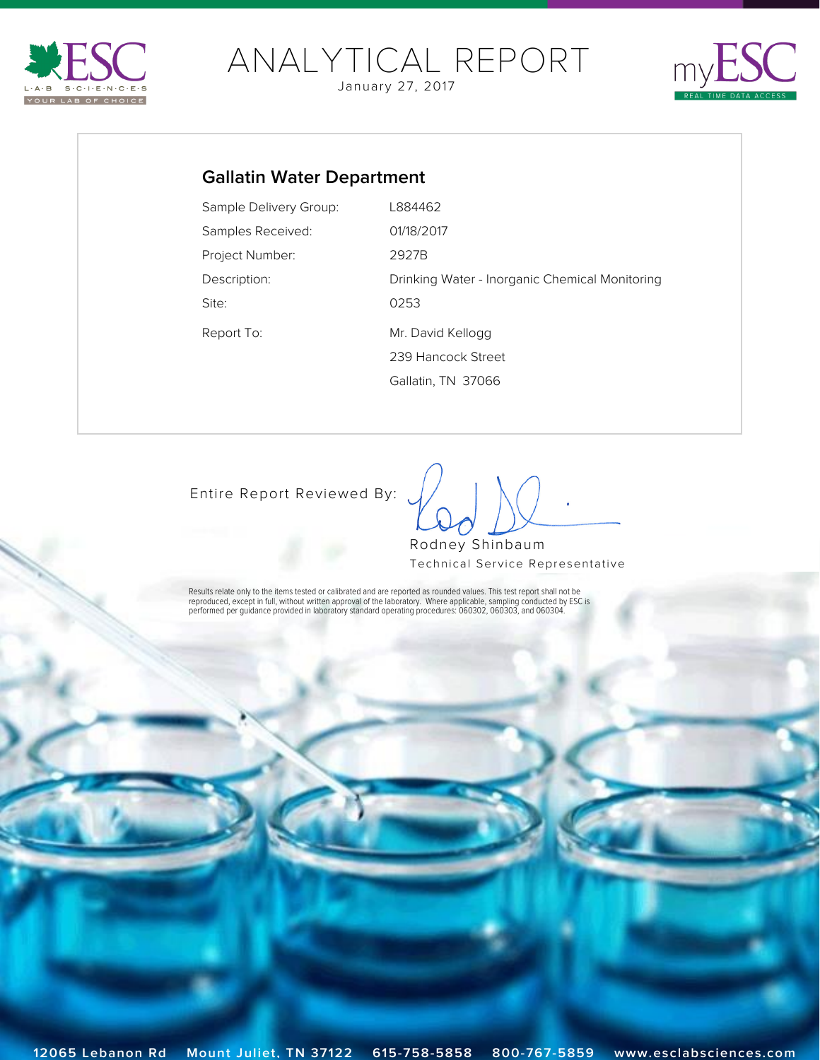# ANALYTICAL REPORT

January 27, 2017

## Gallatin Water Department

| | |
|---|---|
| Sample Delivery Group: | L884462 |
| Samples Received: | 01/18/2017 |
| Project Number: | 2927B |
| Description: | Drinking Water - Inorganic Chemical Monitoring |
| Site: | 0253 |
| Report To: | Mr. David Kellogg<br>239 Hancock Street<br>Gallatin, TN 37066 |

Entire Report Reviewed By:

Rodney Shinbaum
Technical Service Representative

Results relate only to the items tested or calibrated and are reported as rounded values. This test report shall not be reproduced, except in full, without written approval of the laboratory. Where applicable, sampling conducted by ESC is performed per guidance provided in laboratory standard operating procedures: 060302, 060303, and 060304.

12065 Lebanon Rd Mount Juliet, TN 37122 615-758-5858 800-767-5859 www.esclabsciences.com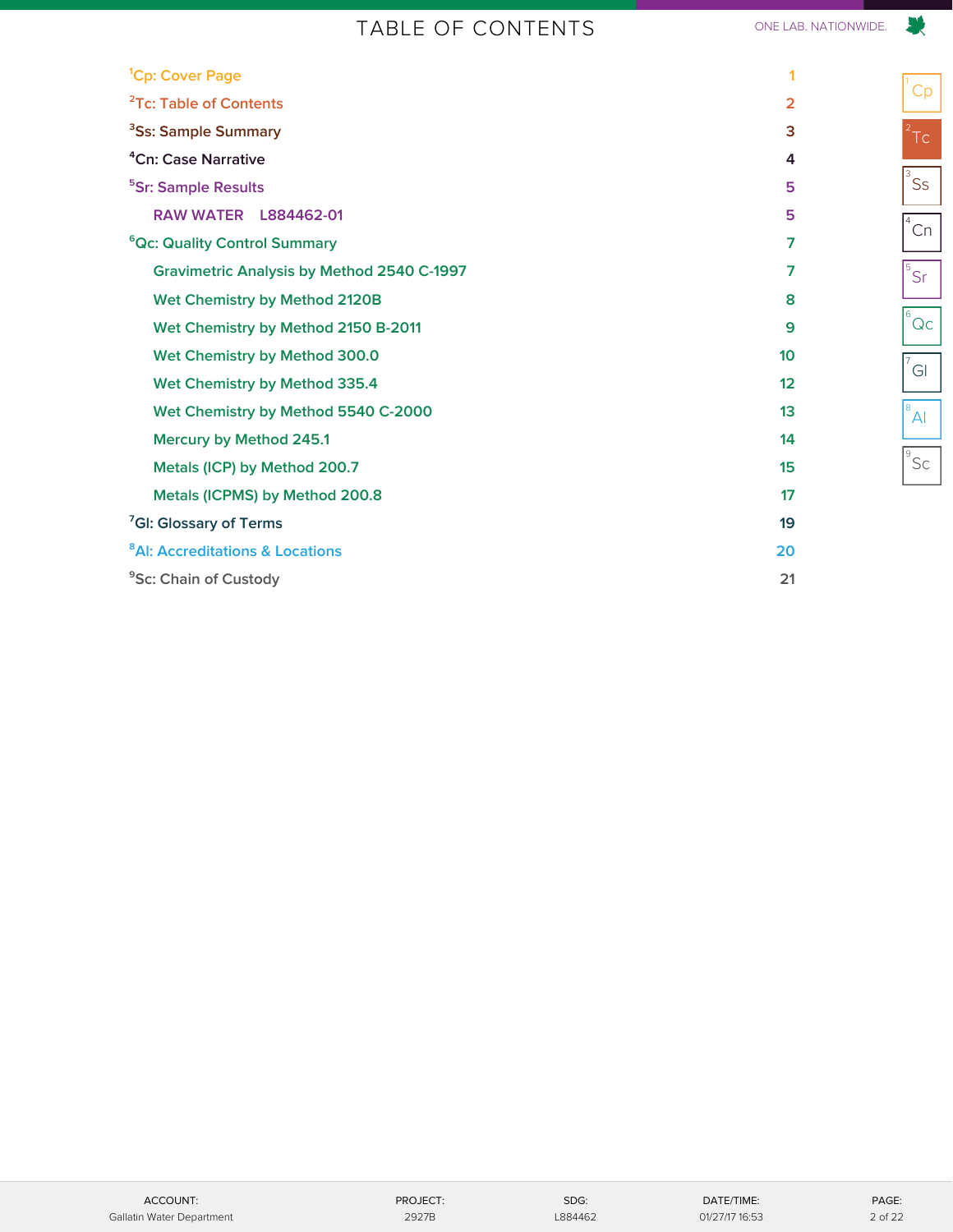# TABLE OF CONTENTS

| Section | Page |
|---|---|
| [1]Cp: Cover Page | 1 |
| [2]Tc: Table of Contents | 2 |
| [3]Ss: Sample Summary | 3 |
| [4]Cn: Case Narrative | 4 |
| [5]Sr: Sample Results | 5 |
| RAW WATER L884462-01 | 5 |
| [6]Qc: Quality Control Summary | 7 |
| Gravimetric Analysis by Method 2540 C-1997 | 7 |
| Wet Chemistry by Method 2120B | 8 |
| Wet Chemistry by Method 2150 B-2011 | 9 |
| Wet Chemistry by Method 300.0 | 10 |
| Wet Chemistry by Method 335.4 | 12 |
| Wet Chemistry by Method 5540 C-2000 | 13 |
| Mercury by Method 245.1 | 14 |
| Metals (ICP) by Method 200.7 | 15 |
| Metals (ICPMS) by Method 200.8 | 17 |
| [7]Gl: Glossary of Terms | 19 |
| [8]Al: Accreditations & Locations | 20 |
| [9]Sc: Chain of Custody | 21 |

| ACCOUNT: | PROJECT: | SDG: | DATE/TIME: |
|---|---|---|---|
| Gallatin Water Department | 2927B | L884462 | 01/27/17 16:53 |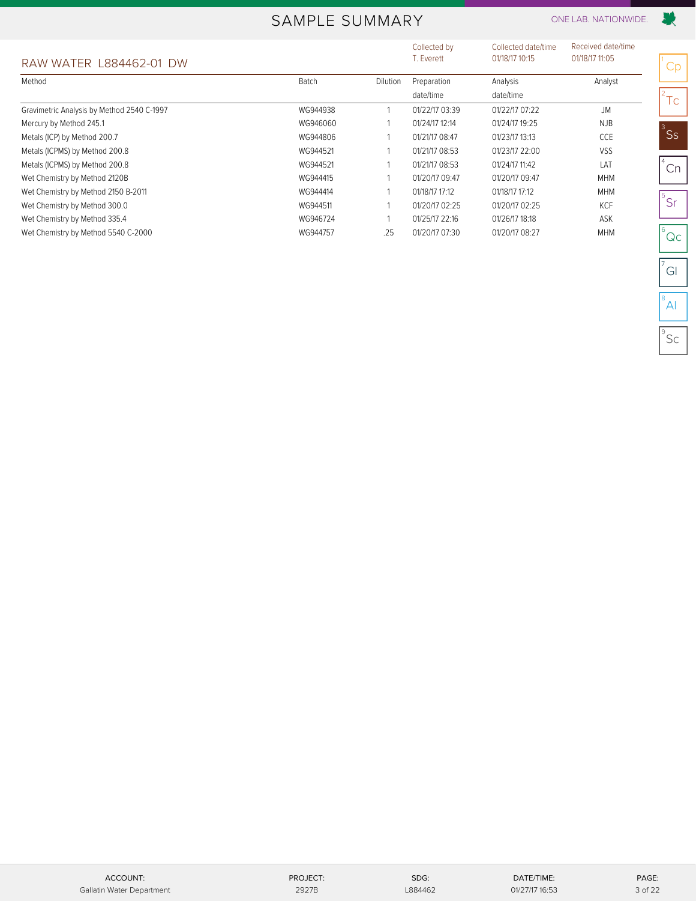# SAMPLE SUMMARY

ONE LAB. NATIONWIDE.

## RAW WATER L884462-01 DW

| Collected by | Collected date/time | Received date/time |
|---|---|---|
| T. Everett | 01/18/17 10:15 | 01/18/17 11:05 |

| Method | Batch | Dilution | Preparation date/time | Analysis date/time | Analyst |
|---|---|---|---|---|---|
| Gravimetric Analysis by Method 2540 C-1997 | WG944938 | 1 | 01/22/17 03:39 | 01/22/17 07:22 | JM |
| Mercury by Method 245.1 | WG946060 | 1 | 01/24/17 12:14 | 01/24/17 19:25 | NJB |
| Metals (ICP) by Method 200.7 | WG944806 | 1 | 01/21/17 08:47 | 01/23/17 13:13 | CCE |
| Metals (ICPMS) by Method 200.8 | WG944521 | 1 | 01/21/17 08:53 | 01/23/17 22:00 | VSS |
| Metals (ICPMS) by Method 200.8 | WG944521 | 1 | 01/21/17 08:53 | 01/24/17 11:42 | LAT |
| Wet Chemistry by Method 2120B | WG944415 | 1 | 01/20/17 09:47 | 01/20/17 09:47 | MHM |
| Wet Chemistry by Method 2150 B-2011 | WG944414 | 1 | 01/18/17 17:12 | 01/18/17 17:12 | MHM |
| Wet Chemistry by Method 300.0 | WG944511 | 1 | 01/20/17 02:25 | 01/20/17 02:25 | KCF |
| Wet Chemistry by Method 335.4 | WG946724 | 1 | 01/25/17 22:16 | 01/26/17 18:18 | ASK |
| Wet Chemistry by Method 5540 C-2000 | WG944757 | .25 | 01/20/17 07:30 | 01/20/17 08:27 | MHM |

1 Cp
2 Tc
3 Ss
4 Cn
5 Sr
6 Qc
7 Gl
8 Al
9 Sc

| ACCOUNT: | PROJECT: | SDG: | DATE/TIME: |
|---|---|---|---|
| Gallatin Water Department | 2927B | L884462 | 01/27/17 16:53 |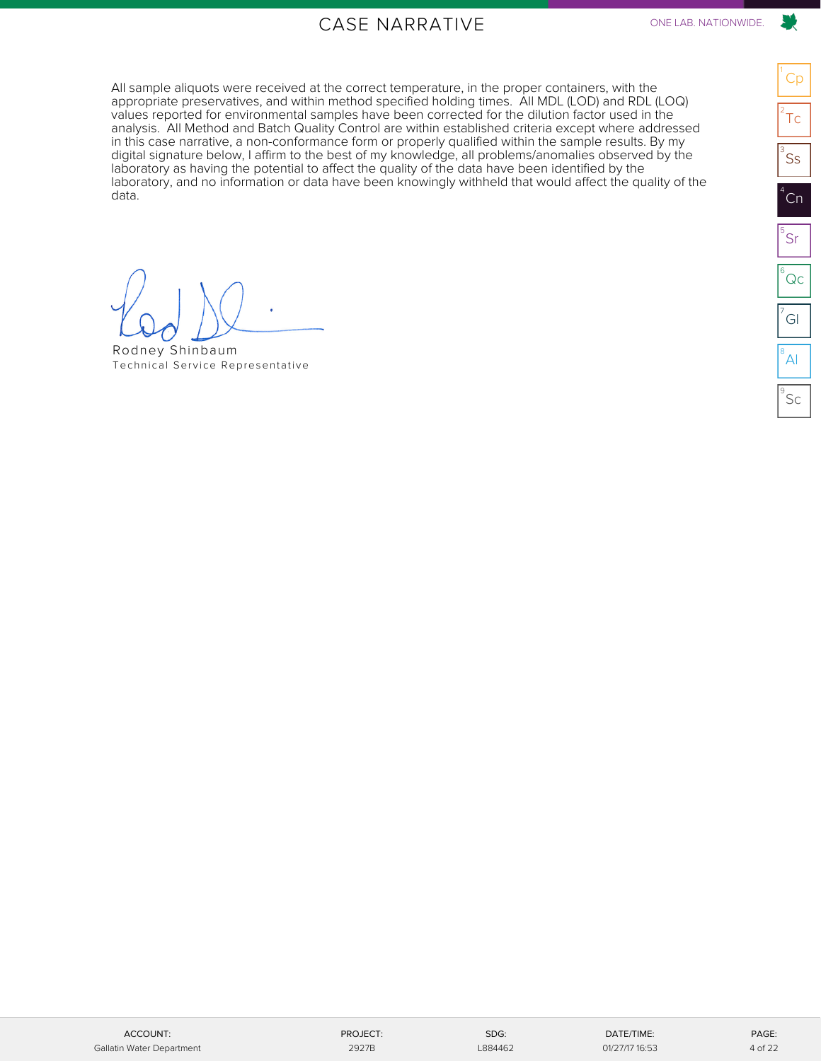# CASE NARRATIVE

All sample aliquots were received at the correct temperature, in the proper containers, with the appropriate preservatives, and within method specified holding times. All MDL (LOD) and RDL (LOQ) values reported for environmental samples have been corrected for the dilution factor used in the analysis. All Method and Batch Quality Control are within established criteria except where addressed in this case narrative, a non-conformance form or properly qualified within the sample results. By my digital signature below, I affirm to the best of my knowledge, all problems/anomalies observed by the laboratory as having the potential to affect the quality of the data have been identified by the laboratory, and no information or data have been knowingly withheld that would affect the quality of the data.

Rodney Shinbaum
Technical Service Representative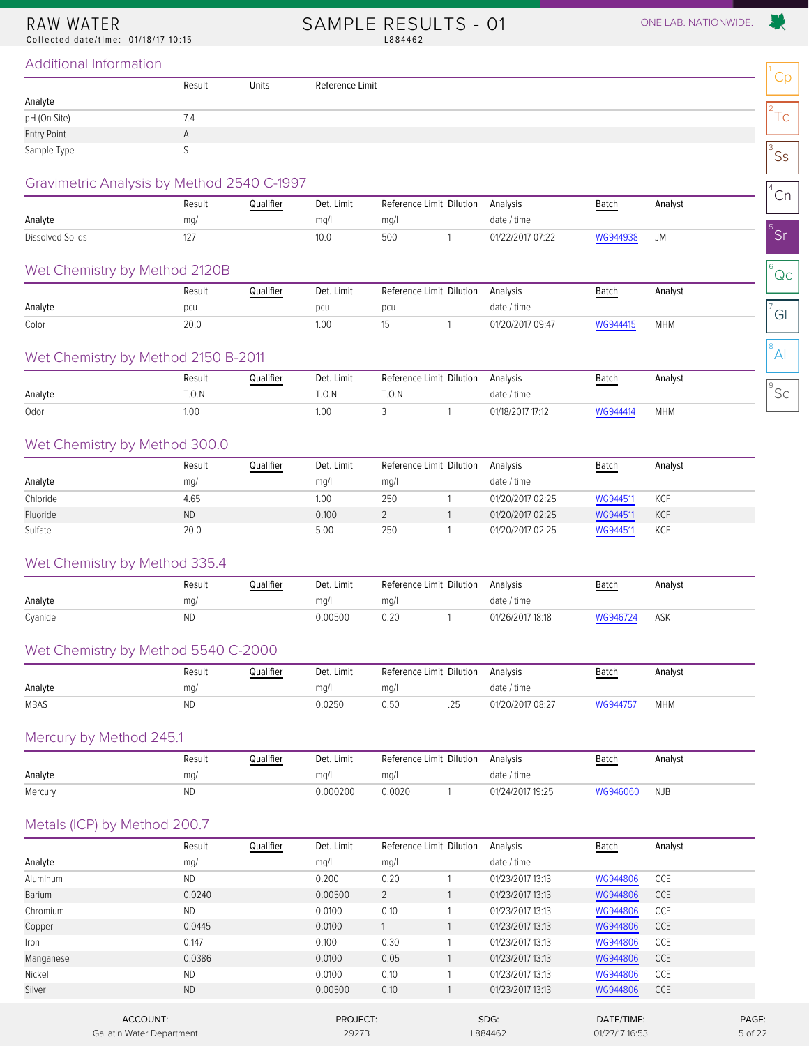# RAW WATER

Collected date/time: 01/18/17 10:15

# SAMPLE RESULTS - 01

L884462

## Additional Information

| Analyte | Result | Units | Reference Limit |
|---|---|---|---|
| pH (On Site) | 7.4 | | |
| Entry Point | A | | |
| Sample Type | S | | |

## Gravimetric Analysis by Method 2540 C-1997

| Analyte | Result mg/l | Qualifier | Det. Limit mg/l | Reference Limit mg/l | Dilution | Analysis date / time | Batch | Analyst |
|---|---|---|---|---|---|---|---|---|
| Dissolved Solids | 127 | | 10.0 | 500 | 1 | 01/22/2017 07:22 | WG944938 | JM |

## Wet Chemistry by Method 2120B

| Analyte | Result pcu | Qualifier | Det. Limit pcu | Reference Limit pcu | Dilution | Analysis date / time | Batch | Analyst |
|---|---|---|---|---|---|---|---|---|
| Color | 20.0 | | 1.00 | 15 | 1 | 01/20/2017 09:47 | WG944415 | MHM |

## Wet Chemistry by Method 2150 B-2011

| Analyte | Result T.O.N. | Qualifier | Det. Limit T.O.N. | Reference Limit T.O.N. | Dilution | Analysis date / time | Batch | Analyst |
|---|---|---|---|---|---|---|---|---|
| Odor | 1.00 | | 1.00 | 3 | 1 | 01/18/2017 17:12 | WG944414 | MHM |

## Wet Chemistry by Method 300.0

| Analyte | Result mg/l | Qualifier | Det. Limit mg/l | Reference Limit mg/l | Dilution | Analysis date / time | Batch | Analyst |
|---|---|---|---|---|---|---|---|---|
| Chloride | 4.65 | | 1.00 | 250 | 1 | 01/20/2017 02:25 | WG944511 | KCF |
| Fluoride | ND | | 0.100 | 2 | 1 | 01/20/2017 02:25 | WG944511 | KCF |
| Sulfate | 20.0 | | 5.00 | 250 | 1 | 01/20/2017 02:25 | WG944511 | KCF |

## Wet Chemistry by Method 335.4

| Analyte | Result mg/l | Qualifier | Det. Limit mg/l | Reference Limit mg/l | Dilution | Analysis date / time | Batch | Analyst |
|---|---|---|---|---|---|---|---|---|
| Cyanide | ND | | 0.00500 | 0.20 | 1 | 01/26/2017 18:18 | WG946724 | ASK |

## Wet Chemistry by Method 5540 C-2000

| Analyte | Result mg/l | Qualifier | Det. Limit mg/l | Reference Limit mg/l | Dilution | Analysis date / time | Batch | Analyst |
|---|---|---|---|---|---|---|---|---|
| MBAS | ND | | 0.0250 | 0.50 | .25 | 01/20/2017 08:27 | WG944757 | MHM |

## Mercury by Method 245.1

| Analyte | Result mg/l | Qualifier | Det. Limit mg/l | Reference Limit mg/l | Dilution | Analysis date / time | Batch | Analyst |
|---|---|---|---|---|---|---|---|---|
| Mercury | ND | | 0.000200 | 0.0020 | 1 | 01/24/2017 19:25 | WG946060 | NJB |

## Metals (ICP) by Method 200.7

| Analyte | Result mg/l | Qualifier | Det. Limit mg/l | Reference Limit mg/l | Dilution | Analysis date / time | Batch | Analyst |
|---|---|---|---|---|---|---|---|---|
| Aluminum | ND | | 0.200 | 0.20 | 1 | 01/23/2017 13:13 | WG944806 | CCE |
| Barium | 0.0240 | | 0.00500 | 2 | 1 | 01/23/2017 13:13 | WG944806 | CCE |
| Chromium | ND | | 0.0100 | 0.10 | 1 | 01/23/2017 13:13 | WG944806 | CCE |
| Copper | 0.0445 | | 0.0100 | 1 | 1 | 01/23/2017 13:13 | WG944806 | CCE |
| Iron | 0.147 | | 0.100 | 0.30 | 1 | 01/23/2017 13:13 | WG944806 | CCE |
| Manganese | 0.0386 | | 0.0100 | 0.05 | 1 | 01/23/2017 13:13 | WG944806 | CCE |
| Nickel | ND | | 0.0100 | 0.10 | 1 | 01/23/2017 13:13 | WG944806 | CCE |
| Silver | ND | | 0.00500 | 0.10 | 1 | 01/23/2017 13:13 | WG944806 | CCE |

| ACCOUNT: | PROJECT: | SDG: | DATE/TIME: |
|---|---|---|---|
| Gallatin Water Department | 2927B | L884462 | 01/27/17 16:53 |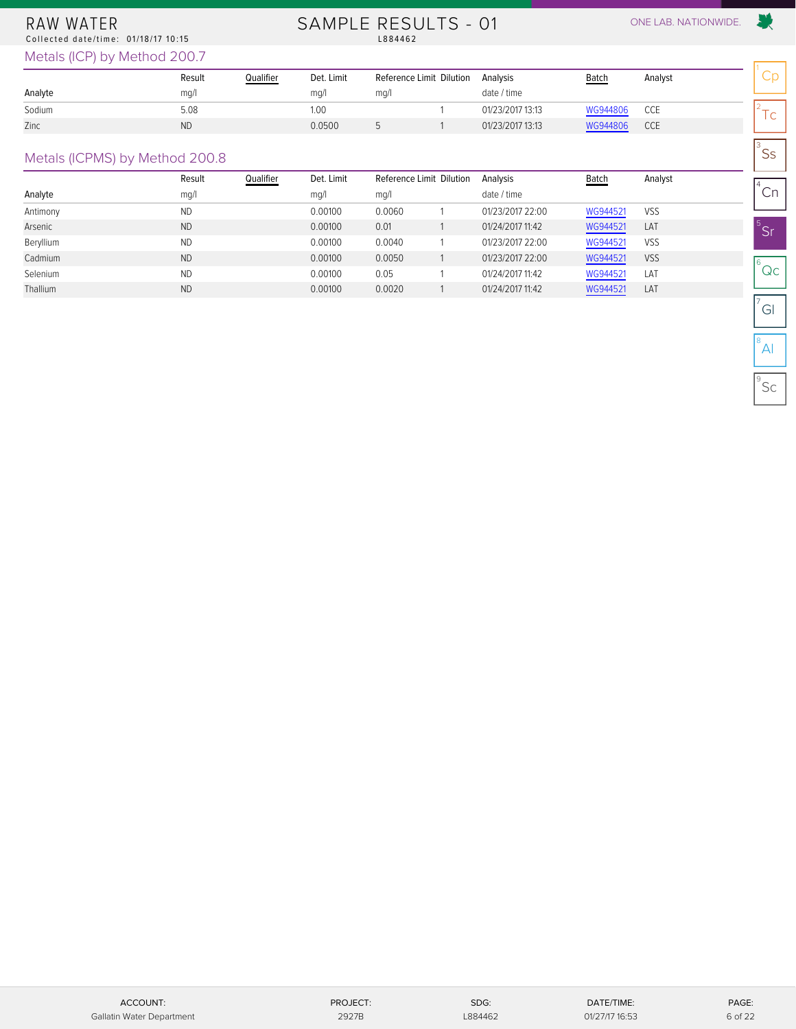# RAW WATER

Collected date/time: 01/18/17 10:15

## SAMPLE RESULTS - 01

L884462

### Metals (ICP) by Method 200.7

| Analyte | Result mg/l | Qualifier | Det. Limit mg/l | Reference Limit mg/l | Dilution | Analysis date / time | Batch | Analyst |
|---|---|---|---|---|---|---|---|---|
| Sodium | 5.08 | | 1.00 | | 1 | 01/23/2017 13:13 | WG944806 | CCE |
| Zinc | ND | | 0.0500 | 5 | 1 | 01/23/2017 13:13 | WG944806 | CCE |

### Metals (ICPMS) by Method 200.8

| Analyte | Result mg/l | Qualifier | Det. Limit mg/l | Reference Limit mg/l | Dilution | Analysis date / time | Batch | Analyst |
|---|---|---|---|---|---|---|---|---|
| Antimony | ND | | 0.00100 | 0.0060 | 1 | 01/23/2017 22:00 | WG944521 | VSS |
| Arsenic | ND | | 0.00100 | 0.01 | 1 | 01/24/2017 11:42 | WG944521 | LAT |
| Beryllium | ND | | 0.00100 | 0.0040 | 1 | 01/23/2017 22:00 | WG944521 | VSS |
| Cadmium | ND | | 0.00100 | 0.0050 | 1 | 01/23/2017 22:00 | WG944521 | VSS |
| Selenium | ND | | 0.00100 | 0.05 | 1 | 01/24/2017 11:42 | WG944521 | LAT |
| Thallium | ND | | 0.00100 | 0.0020 | 1 | 01/24/2017 11:42 | WG944521 | LAT |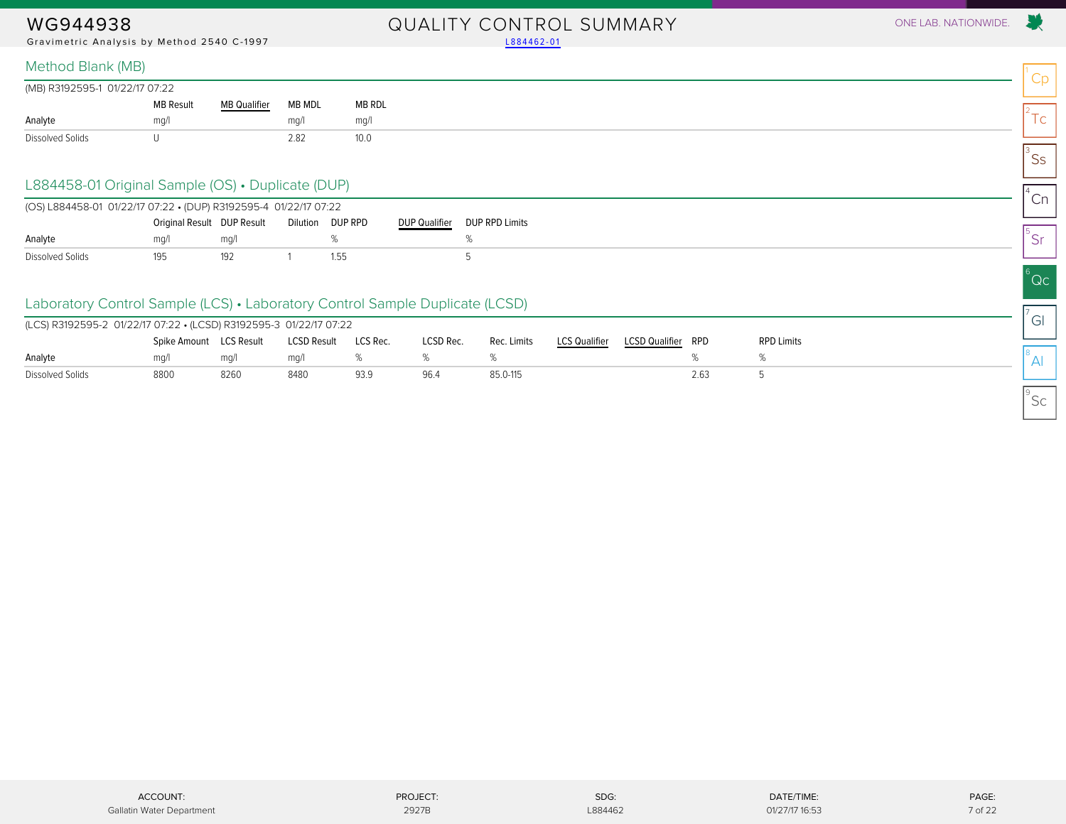# WG944938

Gravimetric Analysis by Method 2540 C-1997

## QUALITY CONTROL SUMMARY

L884462-01

ONE LAB. NATIONWIDE.

## Method Blank (MB)

(MB) R3192595-1 01/22/17 07:22

| Analyte | MB Result | MB Qualifier | MB MDL | MB RDL |
|---|---|---|---|---|
| | mg/l | | mg/l | mg/l |
| Dissolved Solids | U | | 2.82 | 10.0 |

## L884458-01 Original Sample (OS) • Duplicate (DUP)

(OS) L884458-01 01/22/17 07:22 • (DUP) R3192595-4 01/22/17 07:22

| Analyte | Original Result | DUP Result | Dilution | DUP RPD | DUP Qualifier | DUP RPD Limits |
|---|---|---|---|---|---|---|
| | mg/l | mg/l | | % | | % |
| Dissolved Solids | 195 | 192 | 1 | 1.55 | | 5 |

## Laboratory Control Sample (LCS) • Laboratory Control Sample Duplicate (LCSD)

(LCS) R3192595-2 01/22/17 07:22 • (LCSD) R3192595-3 01/22/17 07:22

| Analyte | Spike Amount | LCS Result | LCSD Result | LCS Rec. | LCSD Rec. | Rec. Limits | LCS Qualifier | LCSD Qualifier | RPD | RPD Limits |
|---|---|---|---|---|---|---|---|---|---|---|
| | mg/l | mg/l | mg/l | % | % | % | | | % | % |
| Dissolved Solids | 8800 | 8260 | 8480 | 93.9 | 96.4 | 85.0-115 | | | 2.63 | 5 |

| ACCOUNT: | PROJECT: | SDG: | DATE/TIME: |
|---|---|---|---|
| Gallatin Water Department | 2927B | L884462 | 01/27/17 16:53 |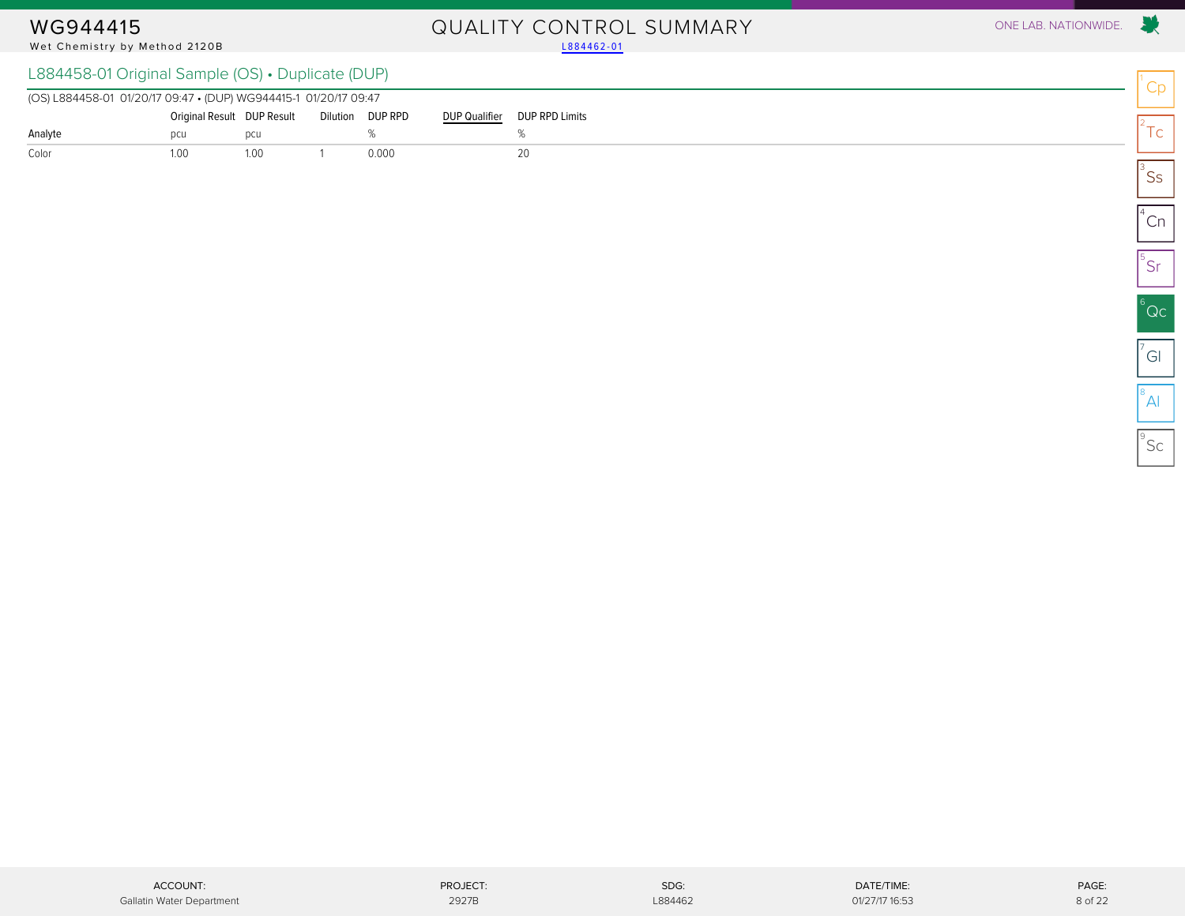# WG944415

Wet Chemistry by Method 2120B

## QUALITY CONTROL SUMMARY

L884462-01

### L884458-01 Original Sample (OS) • Duplicate (DUP)

(OS) L884458-01 01/20/17 09:47 • (DUP) WG944415-1 01/20/17 09:47

| Analyte | Original Result | DUP Result | Dilution | DUP RPD | DUP Qualifier | DUP RPD Limits |
|---|---|---|---|---|---|---|
| | pcu | pcu | | % | | % |
| Color | 1.00 | 1.00 | 1 | 0.000 | | 20 |

ACCOUNT: Gallatin Water Department | PROJECT: 2927B | SDG: L884462 | DATE/TIME: 01/27/17 16:53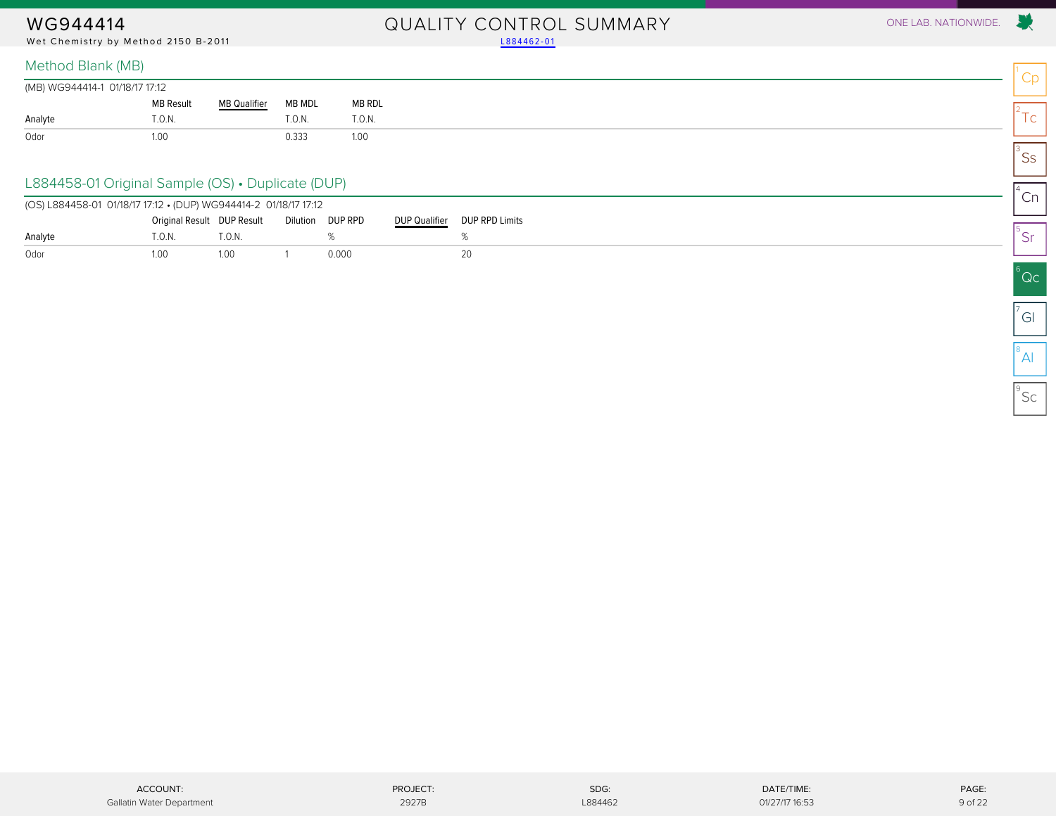# WG944414

Wet Chemistry by Method 2150 B-2011

## QUALITY CONTROL SUMMARY

L884462-01

### Method Blank (MB)

(MB) WG944414-1 01/18/17 17:12

| Analyte | MB Result | MB Qualifier | MB MDL | MB RDL |
|---|---|---|---|---|
| | T.O.N. | | T.O.N. | T.O.N. |
| Odor | 1.00 | | 0.333 | 1.00 |

### L884458-01 Original Sample (OS) • Duplicate (DUP)

(OS) L884458-01 01/18/17 17:12 • (DUP) WG944414-2 01/18/17 17:12

| Analyte | Original Result | DUP Result | Dilution | DUP RPD | DUP Qualifier | DUP RPD Limits |
|---|---|---|---|---|---|---|
| | T.O.N. | T.O.N. | | % | | % |
| Odor | 1.00 | 1.00 | 1 | 0.000 | | 20 |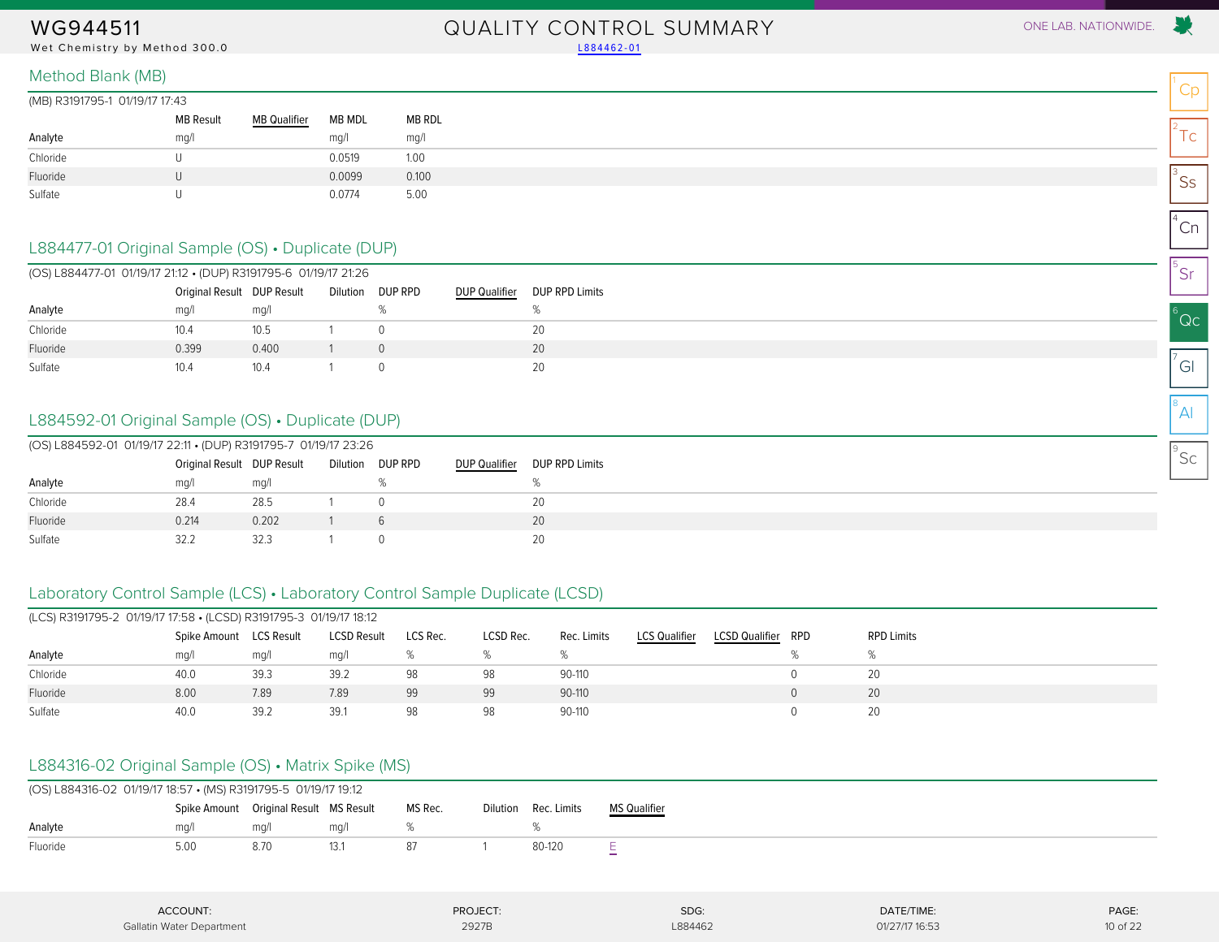# WG944511

Wet Chemistry by Method 300.0

## QUALITY CONTROL SUMMARY

L884462-01

ONE LAB. NATIONWIDE.

## Method Blank (MB)

(MB) R3191795-1 01/19/17 17:43

| Analyte | MB Result mg/l | MB Qualifier | MB MDL mg/l | MB RDL mg/l |
|---|---|---|---|---|
| Chloride | U | | 0.0519 | 1.00 |
| Fluoride | U | | 0.0099 | 0.100 |
| Sulfate | U | | 0.0774 | 5.00 |

## L884477-01 Original Sample (OS) • Duplicate (DUP)

(OS) L884477-01 01/19/17 21:12 • (DUP) R3191795-6 01/19/17 21:26

| Analyte | Original Result mg/l | DUP Result mg/l | Dilution | DUP RPD % | DUP Qualifier | DUP RPD Limits % |
|---|---|---|---|---|---|---|
| Chloride | 10.4 | 10.5 | 1 | 0 | | 20 |
| Fluoride | 0.399 | 0.400 | 1 | 0 | | 20 |
| Sulfate | 10.4 | 10.4 | 1 | 0 | | 20 |

## L884592-01 Original Sample (OS) • Duplicate (DUP)

(OS) L884592-01 01/19/17 22:11 • (DUP) R3191795-7 01/19/17 23:26

| Analyte | Original Result mg/l | DUP Result mg/l | Dilution | DUP RPD % | DUP Qualifier | DUP RPD Limits % |
|---|---|---|---|---|---|---|
| Chloride | 28.4 | 28.5 | 1 | 0 | | 20 |
| Fluoride | 0.214 | 0.202 | 1 | 6 | | 20 |
| Sulfate | 32.2 | 32.3 | 1 | 0 | | 20 |

## Laboratory Control Sample (LCS) • Laboratory Control Sample Duplicate (LCSD)

(LCS) R3191795-2 01/19/17 17:58 • (LCSD) R3191795-3 01/19/17 18:12

| Analyte | Spike Amount mg/l | LCS Result mg/l | LCSD Result mg/l | LCS Rec. % | LCSD Rec. % | Rec. Limits % | LCS Qualifier | LCSD Qualifier | RPD % | RPD Limits % |
|---|---|---|---|---|---|---|---|---|---|---|
| Chloride | 40.0 | 39.3 | 39.2 | 98 | 98 | 90-110 | | | 0 | 20 |
| Fluoride | 8.00 | 7.89 | 7.89 | 99 | 99 | 90-110 | | | 0 | 20 |
| Sulfate | 40.0 | 39.2 | 39.1 | 98 | 98 | 90-110 | | | 0 | 20 |

## L884316-02 Original Sample (OS) • Matrix Spike (MS)

(OS) L884316-02 01/19/17 18:57 • (MS) R3191795-5 01/19/17 19:12

| Analyte | Spike Amount mg/l | Original Result mg/l | MS Result mg/l | MS Rec. % | Dilution | Rec. Limits % | MS Qualifier |
|---|---|---|---|---|---|---|---|
| Fluoride | 5.00 | 8.70 | 13.1 | 87 | 1 | 80-120 | E |

| ACCOUNT: | PROJECT: | SDG: | DATE/TIME: |
|---|---|---|---|
| Gallatin Water Department | 2927B | L884462 | 01/27/17 16:53 |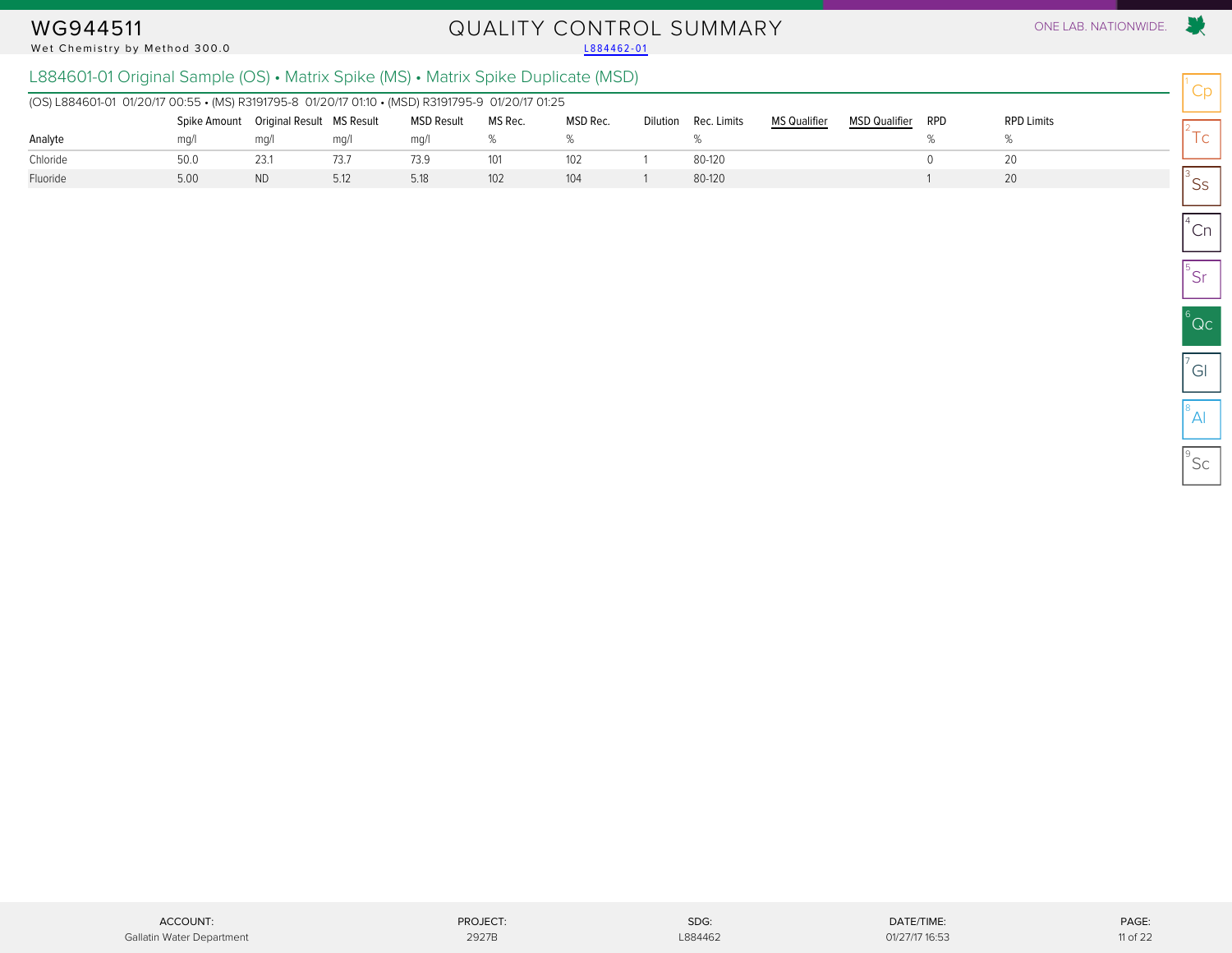# WG944511

Wet Chemistry by Method 300.0

## QUALITY CONTROL SUMMARY

L884462-01

### L884601-01 Original Sample (OS) • Matrix Spike (MS) • Matrix Spike Duplicate (MSD)

(OS) L884601-01 01/20/17 00:55 • (MS) R3191795-8 01/20/17 01:10 • (MSD) R3191795-9 01/20/17 01:25

| Analyte | Spike Amount | Original Result | MS Result | MSD Result | MS Rec. | MSD Rec. | Dilution | Rec. Limits | MS Qualifier | MSD Qualifier | RPD | RPD Limits |
|---|---|---|---|---|---|---|---|---|---|---|---|---|
| | mg/l | mg/l | mg/l | mg/l | % | % | | % | | | % | % |
| Chloride | 50.0 | 23.1 | 73.7 | 73.9 | 101 | 102 | 1 | 80-120 | | | 0 | 20 |
| Fluoride | 5.00 | ND | 5.12 | 5.18 | 102 | 104 | 1 | 80-120 | | | 1 | 20 |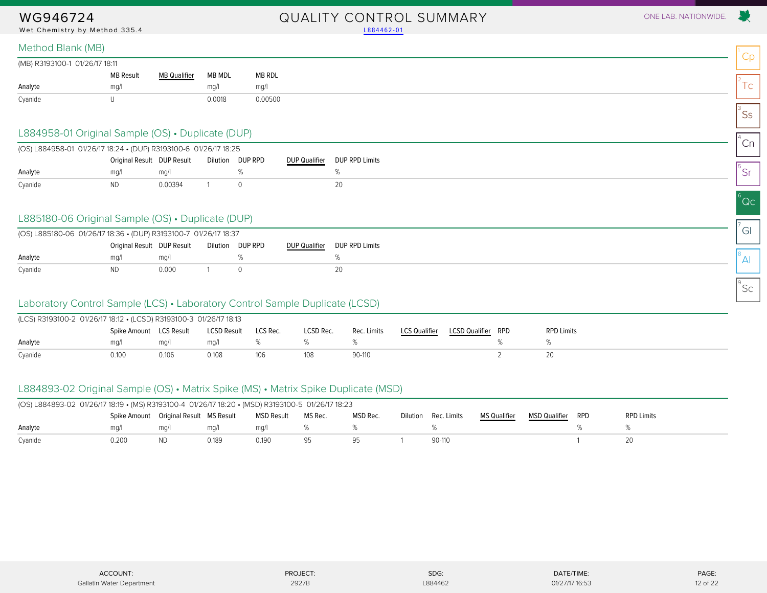# WG946724

Wet Chemistry by Method 335.4

## QUALITY CONTROL SUMMARY

L884462-01

### Method Blank (MB)

(MB) R3193100-1 01/26/17 18:11

| Analyte | MB Result | MB Qualifier | MB MDL | MB RDL |
|---|---|---|---|---|
| | mg/l | | mg/l | mg/l |
| Cyanide | U | | 0.0018 | 0.00500 |

### L884958-01 Original Sample (OS) • Duplicate (DUP)

(OS) L884958-01 01/26/17 18:24 • (DUP) R3193100-6 01/26/17 18:25

| Analyte | Original Result | DUP Result | Dilution | DUP RPD | DUP Qualifier | DUP RPD Limits |
|---|---|---|---|---|---|---|
| | mg/l | mg/l | | % | | % |
| Cyanide | ND | 0.00394 | 1 | 0 | | 20 |

### L885180-06 Original Sample (OS) • Duplicate (DUP)

(OS) L885180-06 01/26/17 18:36 • (DUP) R3193100-7 01/26/17 18:37

| Analyte | Original Result | DUP Result | Dilution | DUP RPD | DUP Qualifier | DUP RPD Limits |
|---|---|---|---|---|---|---|
| | mg/l | mg/l | | % | | % |
| Cyanide | ND | 0.000 | 1 | 0 | | 20 |

### Laboratory Control Sample (LCS) • Laboratory Control Sample Duplicate (LCSD)

(LCS) R3193100-2 01/26/17 18:12 • (LCSD) R3193100-3 01/26/17 18:13

| Analyte | Spike Amount | LCS Result | LCSD Result | LCS Rec. | LCSD Rec. | Rec. Limits | LCS Qualifier | LCSD Qualifier | RPD | RPD Limits |
|---|---|---|---|---|---|---|---|---|---|---|
| | mg/l | mg/l | mg/l | % | % | % | | | % | % |
| Cyanide | 0.100 | 0.106 | 0.108 | 106 | 108 | 90-110 | | | 2 | 20 |

### L884893-02 Original Sample (OS) • Matrix Spike (MS) • Matrix Spike Duplicate (MSD)

(OS) L884893-02 01/26/17 18:19 • (MS) R3193100-4 01/26/17 18:20 • (MSD) R3193100-5 01/26/17 18:23

| Analyte | Spike Amount | Original Result | MS Result | MSD Result | MS Rec. | MSD Rec. | Dilution | Rec. Limits | MS Qualifier | MSD Qualifier | RPD | RPD Limits |
|---|---|---|---|---|---|---|---|---|---|---|---|---|
| | mg/l | mg/l | mg/l | mg/l | % | % | | % | | | % | % |
| Cyanide | 0.200 | ND | 0.189 | 0.190 | 95 | 95 | 1 | 90-110 | | | 1 | 20 |

| ACCOUNT: | PROJECT: | SDG: | DATE/TIME: |
|---|---|---|---|
| Gallatin Water Department | 2927B | L884462 | 01/27/17 16:53 |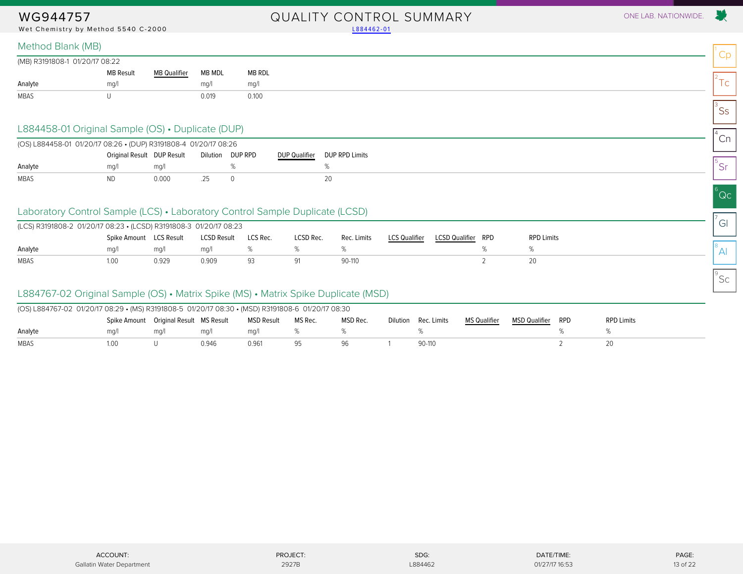# WG944757

Wet Chemistry by Method 5540 C-2000

QUALITY CONTROL SUMMARY

L884462-01

## Method Blank (MB)

(MB) R3191808-1 01/20/17 08:22

| Analyte | MB Result | MB Qualifier | MB MDL | MB RDL |
|---|---|---|---|---|
| | mg/l | | mg/l | mg/l |
| MBAS | U | | 0.019 | 0.100 |

## L884458-01 Original Sample (OS) • Duplicate (DUP)

(OS) L884458-01 01/20/17 08:26 • (DUP) R3191808-4 01/20/17 08:26

| Analyte | Original Result | DUP Result | Dilution | DUP RPD | DUP Qualifier | DUP RPD Limits |
|---|---|---|---|---|---|---|
| | mg/l | mg/l | | % | | % |
| MBAS | ND | 0.000 | .25 | 0 | | 20 |

## Laboratory Control Sample (LCS) • Laboratory Control Sample Duplicate (LCSD)

(LCS) R3191808-2 01/20/17 08:23 • (LCSD) R3191808-3 01/20/17 08:23

| Analyte | Spike Amount | LCS Result | LCSD Result | LCS Rec. | LCSD Rec. | Rec. Limits | LCS Qualifier | LCSD Qualifier | RPD | RPD Limits |
|---|---|---|---|---|---|---|---|---|---|---|
| | mg/l | mg/l | mg/l | % | % | % | | | % | % |
| MBAS | 1.00 | 0.929 | 0.909 | 93 | 91 | 90-110 | | | 2 | 20 |

## L884767-02 Original Sample (OS) • Matrix Spike (MS) • Matrix Spike Duplicate (MSD)

(OS) L884767-02 01/20/17 08:29 • (MS) R3191808-5 01/20/17 08:30 • (MSD) R3191808-6 01/20/17 08:30

| Analyte | Spike Amount | Original Result | MS Result | MSD Result | MS Rec. | MSD Rec. | Dilution | Rec. Limits | MS Qualifier | MSD Qualifier | RPD | RPD Limits |
|---|---|---|---|---|---|---|---|---|---|---|---|---|
| | mg/l | mg/l | mg/l | mg/l | % | % | | % | | | % | % |
| MBAS | 1.00 | U | 0.946 | 0.961 | 95 | 96 | 1 | 90-110 | | | 2 | 20 |

| ACCOUNT: | PROJECT: | SDG: | DATE/TIME: |
|---|---|---|---|
| Gallatin Water Department | 2927B | L884462 | 01/27/17 16:53 |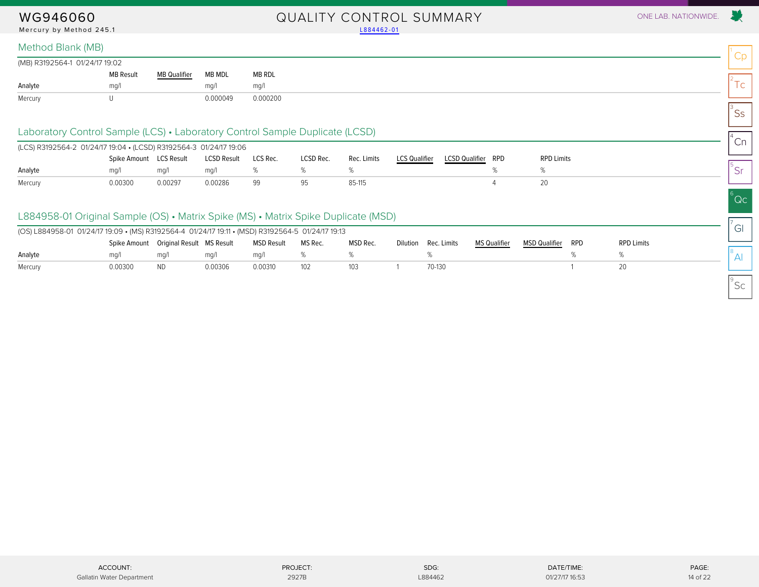# WG946060

Mercury by Method 245.1

## QUALITY CONTROL SUMMARY

L884462-01

### Method Blank (MB)

(MB) R3192564-1 01/24/17 19:02

| Analyte | MB Result | MB Qualifier | MB MDL | MB RDL |
|---|---|---|---|---|
| | mg/l | | mg/l | mg/l |
| Mercury | U | | 0.000049 | 0.000200 |

### Laboratory Control Sample (LCS) • Laboratory Control Sample Duplicate (LCSD)

(LCS) R3192564-2 01/24/17 19:04 • (LCSD) R3192564-3 01/24/17 19:06

| Analyte | Spike Amount | LCS Result | LCSD Result | LCS Rec. | LCSD Rec. | Rec. Limits | LCS Qualifier | LCSD Qualifier | RPD | RPD Limits |
|---|---|---|---|---|---|---|---|---|---|---|
| | mg/l | mg/l | mg/l | % | % | % | | | % | % |
| Mercury | 0.00300 | 0.00297 | 0.00286 | 99 | 95 | 85-115 | | | 4 | 20 |

### L884958-01 Original Sample (OS) • Matrix Spike (MS) • Matrix Spike Duplicate (MSD)

(OS) L884958-01 01/24/17 19:09 • (MS) R3192564-4 01/24/17 19:11 • (MSD) R3192564-5 01/24/17 19:13

| Analyte | Spike Amount | Original Result | MS Result | MSD Result | MS Rec. | MSD Rec. | Dilution | Rec. Limits | MS Qualifier | MSD Qualifier | RPD | RPD Limits |
|---|---|---|---|---|---|---|---|---|---|---|---|---|
| | mg/l | mg/l | mg/l | mg/l | % | % | | % | | | % | % |
| Mercury | 0.00300 | ND | 0.00306 | 0.00310 | 102 | 103 | 1 | 70-130 | | | 1 | 20 |

ACCOUNT: Gallatin Water Department | PROJECT: 2927B | SDG: L884462 | DATE/TIME: 01/27/17 16:53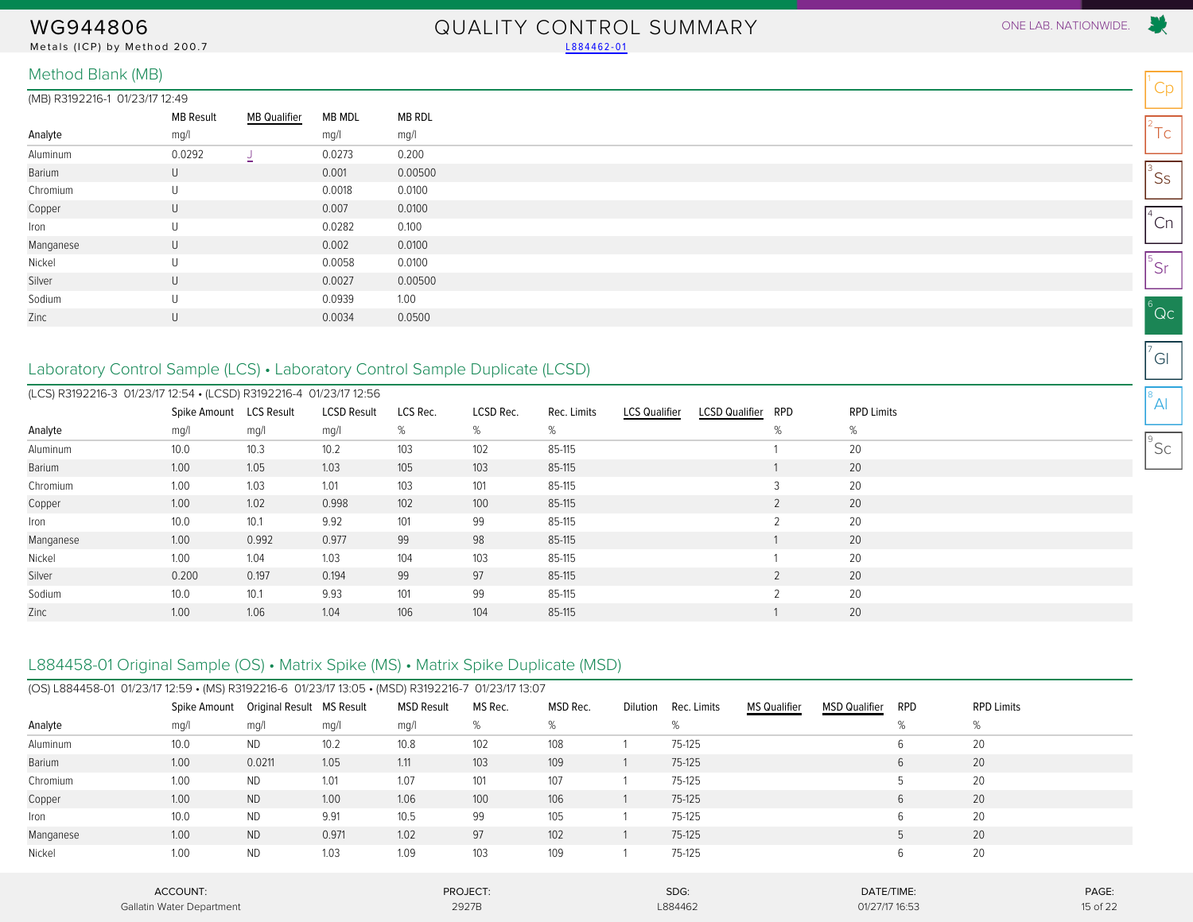# WG944806

Metals (ICP) by Method 200.7

## QUALITY CONTROL SUMMARY

L884462-01

### Method Blank (MB)

(MB) R3192216-1 01/23/17 12:49

| Analyte | MB Result | MB Qualifier | MB MDL | MB RDL |
|---|---|---|---|---|
| | mg/l | | mg/l | mg/l |
| Aluminum | 0.0292 | J | 0.0273 | 0.200 |
| Barium | U | | 0.001 | 0.00500 |
| Chromium | U | | 0.0018 | 0.0100 |
| Copper | U | | 0.007 | 0.0100 |
| Iron | U | | 0.0282 | 0.100 |
| Manganese | U | | 0.002 | 0.0100 |
| Nickel | U | | 0.0058 | 0.0100 |
| Silver | U | | 0.0027 | 0.00500 |
| Sodium | U | | 0.0939 | 1.00 |
| Zinc | U | | 0.0034 | 0.0500 |

### Laboratory Control Sample (LCS) • Laboratory Control Sample Duplicate (LCSD)

(LCS) R3192216-3 01/23/17 12:54 • (LCSD) R3192216-4 01/23/17 12:56

| Analyte | Spike Amount | LCS Result | LCSD Result | LCS Rec. | LCSD Rec. | Rec. Limits | LCS Qualifier | LCSD Qualifier | RPD | RPD Limits |
|---|---|---|---|---|---|---|---|---|---|---|
| | mg/l | mg/l | mg/l | % | % | % | | | % | % |
| Aluminum | 10.0 | 10.3 | 10.2 | 103 | 102 | 85-115 | | | 1 | 20 |
| Barium | 1.00 | 1.05 | 1.03 | 105 | 103 | 85-115 | | | 1 | 20 |
| Chromium | 1.00 | 1.03 | 1.01 | 103 | 101 | 85-115 | | | 3 | 20 |
| Copper | 1.00 | 1.02 | 0.998 | 102 | 100 | 85-115 | | | 2 | 20 |
| Iron | 10.0 | 10.1 | 9.92 | 101 | 99 | 85-115 | | | 2 | 20 |
| Manganese | 1.00 | 0.992 | 0.977 | 99 | 98 | 85-115 | | | 1 | 20 |
| Nickel | 1.00 | 1.04 | 1.03 | 104 | 103 | 85-115 | | | 1 | 20 |
| Silver | 0.200 | 0.197 | 0.194 | 99 | 97 | 85-115 | | | 2 | 20 |
| Sodium | 10.0 | 10.1 | 9.93 | 101 | 99 | 85-115 | | | 2 | 20 |
| Zinc | 1.00 | 1.06 | 1.04 | 106 | 104 | 85-115 | | | 1 | 20 |

### L884458-01 Original Sample (OS) • Matrix Spike (MS) • Matrix Spike Duplicate (MSD)

(OS) L884458-01 01/23/17 12:59 • (MS) R3192216-6 01/23/17 13:05 • (MSD) R3192216-7 01/23/17 13:07

| Analyte | Spike Amount | Original Result | MS Result | MSD Result | MS Rec. | MSD Rec. | Dilution | Rec. Limits | MS Qualifier | MSD Qualifier | RPD | RPD Limits |
|---|---|---|---|---|---|---|---|---|---|---|---|---|
| | mg/l | mg/l | mg/l | mg/l | % | % | | % | | | % | % |
| Aluminum | 10.0 | ND | 10.2 | 10.8 | 102 | 108 | 1 | 75-125 | | | 6 | 20 |
| Barium | 1.00 | 0.0211 | 1.05 | 1.11 | 103 | 109 | 1 | 75-125 | | | 6 | 20 |
| Chromium | 1.00 | ND | 1.01 | 1.07 | 101 | 107 | 1 | 75-125 | | | 5 | 20 |
| Copper | 1.00 | ND | 1.00 | 1.06 | 100 | 106 | 1 | 75-125 | | | 6 | 20 |
| Iron | 10.0 | ND | 9.91 | 10.5 | 99 | 105 | 1 | 75-125 | | | 6 | 20 |
| Manganese | 1.00 | ND | 0.971 | 1.02 | 97 | 102 | 1 | 75-125 | | | 5 | 20 |
| Nickel | 1.00 | ND | 1.03 | 1.09 | 103 | 109 | 1 | 75-125 | | | 6 | 20 |

| ACCOUNT: | PROJECT: | SDG: | DATE/TIME: |
|---|---|---|---|
| Gallatin Water Department | 2927B | L884462 | 01/27/17 16:53 |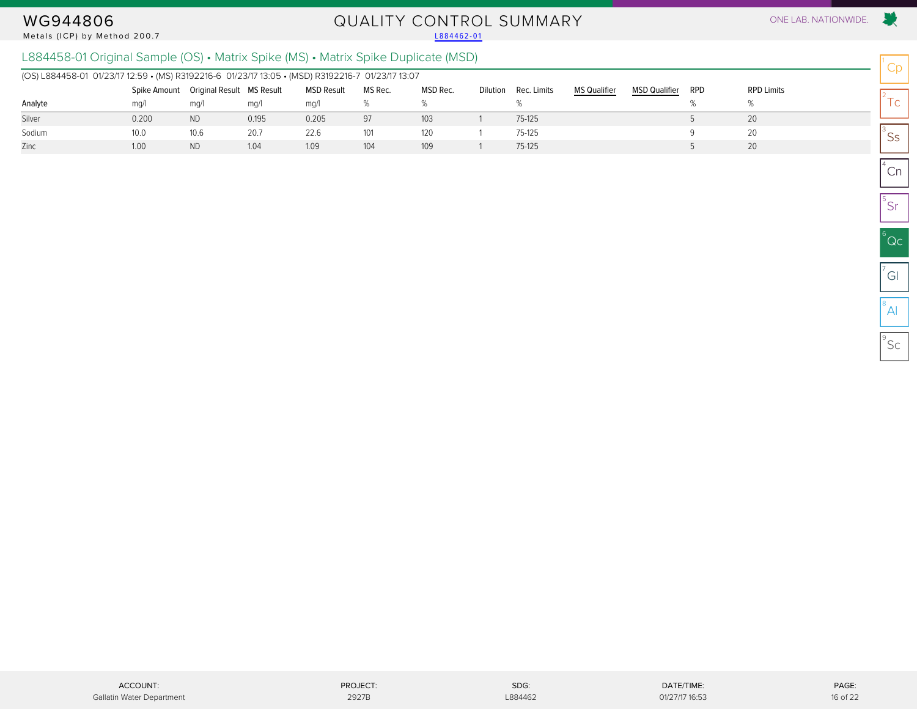# WG944806

Metals (ICP) by Method 200.7

## QUALITY CONTROL SUMMARY

L884462-01

### L884458-01 Original Sample (OS) • Matrix Spike (MS) • Matrix Spike Duplicate (MSD)

(OS) L884458-01 01/23/17 12:59 • (MS) R3192216-6 01/23/17 13:05 • (MSD) R3192216-7 01/23/17 13:07

| Analyte | Spike Amount | Original Result | MS Result | MSD Result | MS Rec. | MSD Rec. | Dilution | Rec. Limits | MS Qualifier | MSD Qualifier | RPD | RPD Limits |
|---|---|---|---|---|---|---|---|---|---|---|---|---|
| | mg/l | mg/l | mg/l | mg/l | % | % | | % | | | % | % |
| Silver | 0.200 | ND | 0.195 | 0.205 | 97 | 103 | 1 | 75-125 | | | 5 | 20 |
| Sodium | 10.0 | 10.6 | 20.7 | 22.6 | 101 | 120 | 1 | 75-125 | | | 9 | 20 |
| Zinc | 1.00 | ND | 1.04 | 1.09 | 104 | 109 | 1 | 75-125 | | | 5 | 20 |

ACCOUNT: Gallatin Water Department | PROJECT: 2927B | SDG: L884462 | DATE/TIME: 01/27/17 16:53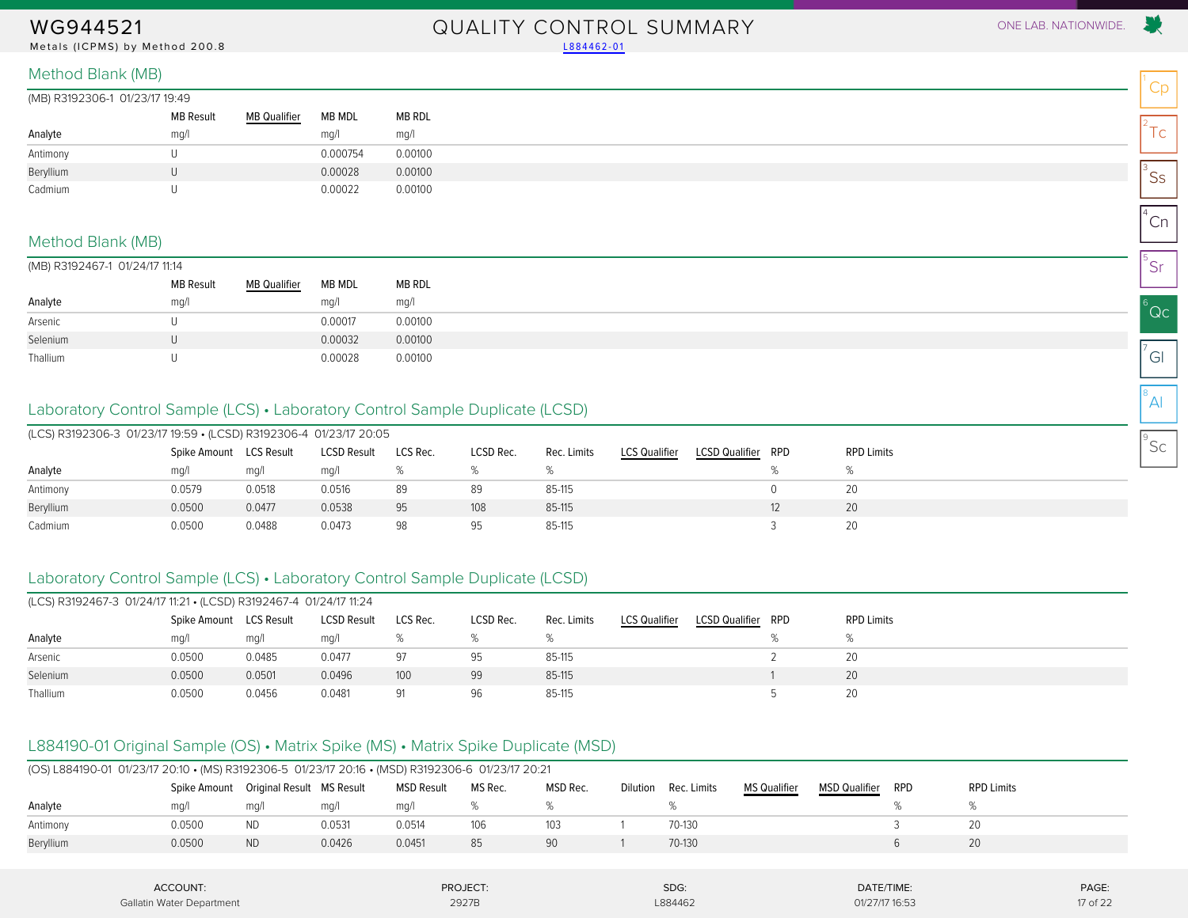# WG944521

Metals (ICPMS) by Method 200.8

## QUALITY CONTROL SUMMARY

L884462-01

### Method Blank (MB)

(MB) R3192306-1 01/23/17 19:49

| Analyte | MB Result mg/l | MB Qualifier | MB MDL mg/l | MB RDL mg/l |
|---|---|---|---|---|
| Antimony | U | | 0.000754 | 0.00100 |
| Beryllium | U | | 0.00028 | 0.00100 |
| Cadmium | U | | 0.00022 | 0.00100 |

### Method Blank (MB)

(MB) R3192467-1 01/24/17 11:14

| Analyte | MB Result mg/l | MB Qualifier | MB MDL mg/l | MB RDL mg/l |
|---|---|---|---|---|
| Arsenic | U | | 0.00017 | 0.00100 |
| Selenium | U | | 0.00032 | 0.00100 |
| Thallium | U | | 0.00028 | 0.00100 |

### Laboratory Control Sample (LCS) • Laboratory Control Sample Duplicate (LCSD)

(LCS) R3192306-3 01/23/17 19:59 • (LCSD) R3192306-4 01/23/17 20:05

| Analyte | Spike Amount mg/l | LCS Result mg/l | LCSD Result mg/l | LCS Rec. % | LCSD Rec. % | Rec. Limits % | LCS Qualifier | LCSD Qualifier | RPD % | RPD Limits % |
|---|---|---|---|---|---|---|---|---|---|---|
| Antimony | 0.0579 | 0.0518 | 0.0516 | 89 | 89 | 85-115 | | | 0 | 20 |
| Beryllium | 0.0500 | 0.0477 | 0.0538 | 95 | 108 | 85-115 | | | 12 | 20 |
| Cadmium | 0.0500 | 0.0488 | 0.0473 | 98 | 95 | 85-115 | | | 3 | 20 |

### Laboratory Control Sample (LCS) • Laboratory Control Sample Duplicate (LCSD)

(LCS) R3192467-3 01/24/17 11:21 • (LCSD) R3192467-4 01/24/17 11:24

| Analyte | Spike Amount mg/l | LCS Result mg/l | LCSD Result mg/l | LCS Rec. % | LCSD Rec. % | Rec. Limits % | LCS Qualifier | LCSD Qualifier | RPD % | RPD Limits % |
|---|---|---|---|---|---|---|---|---|---|---|
| Arsenic | 0.0500 | 0.0485 | 0.0477 | 97 | 95 | 85-115 | | | 2 | 20 |
| Selenium | 0.0500 | 0.0501 | 0.0496 | 100 | 99 | 85-115 | | | 1 | 20 |
| Thallium | 0.0500 | 0.0456 | 0.0481 | 91 | 96 | 85-115 | | | 5 | 20 |

### L884190-01 Original Sample (OS) • Matrix Spike (MS) • Matrix Spike Duplicate (MSD)

(OS) L884190-01 01/23/17 20:10 • (MS) R3192306-5 01/23/17 20:16 • (MSD) R3192306-6 01/23/17 20:21

| Analyte | Spike Amount mg/l | Original Result mg/l | MS Result mg/l | MSD Result mg/l | MS Rec. % | MSD Rec. % | Dilution | Rec. Limits % | MS Qualifier | MSD Qualifier | RPD % | RPD Limits % |
|---|---|---|---|---|---|---|---|---|---|---|---|---|
| Antimony | 0.0500 | ND | 0.0531 | 0.0514 | 106 | 103 | 1 | 70-130 | | | 3 | 20 |
| Beryllium | 0.0500 | ND | 0.0426 | 0.0451 | 85 | 90 | 1 | 70-130 | | | 6 | 20 |

| ACCOUNT: | PROJECT: | SDG: | DATE/TIME: |
|---|---|---|---|
| Gallatin Water Department | 2927B | L884462 | 01/27/17 16:53 |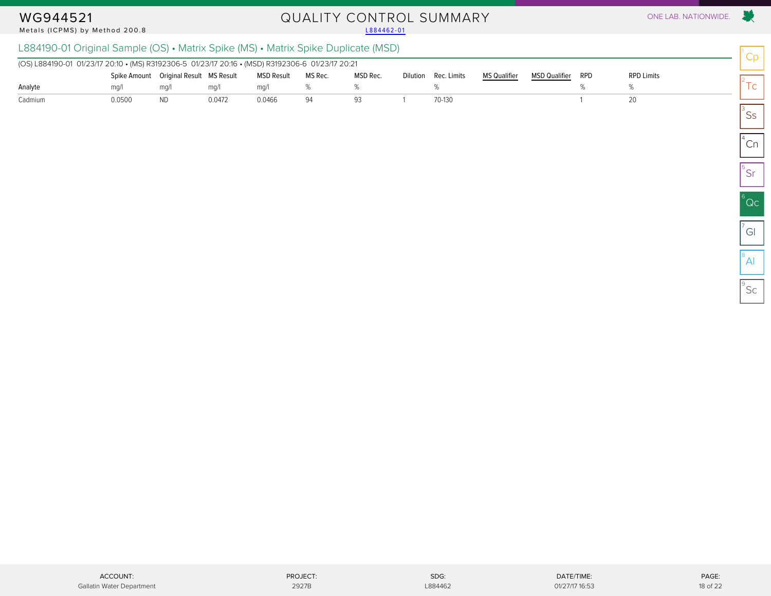# WG944521

Metals (ICPMS) by Method 200.8

## QUALITY CONTROL SUMMARY

L884462-01

### L884190-01 Original Sample (OS) • Matrix Spike (MS) • Matrix Spike Duplicate (MSD)

(OS) L884190-01 01/23/17 20:10 • (MS) R3192306-5 01/23/17 20:16 • (MSD) R3192306-6 01/23/17 20:21

| Analyte | Spike Amount | Original Result | MS Result | MSD Result | MS Rec. | MSD Rec. | Dilution | Rec. Limits | MS Qualifier | MSD Qualifier | RPD | RPD Limits |
|---|---|---|---|---|---|---|---|---|---|---|---|---|
| | mg/l | mg/l | mg/l | mg/l | % | % | | % | | | % | % |
| Cadmium | 0.0500 | ND | 0.0472 | 0.0466 | 94 | 93 | 1 | 70-130 | | | 1 | 20 |

ACCOUNT: Gallatin Water Department | PROJECT: 2927B | SDG: L884462 | DATE/TIME: 01/27/17 16:53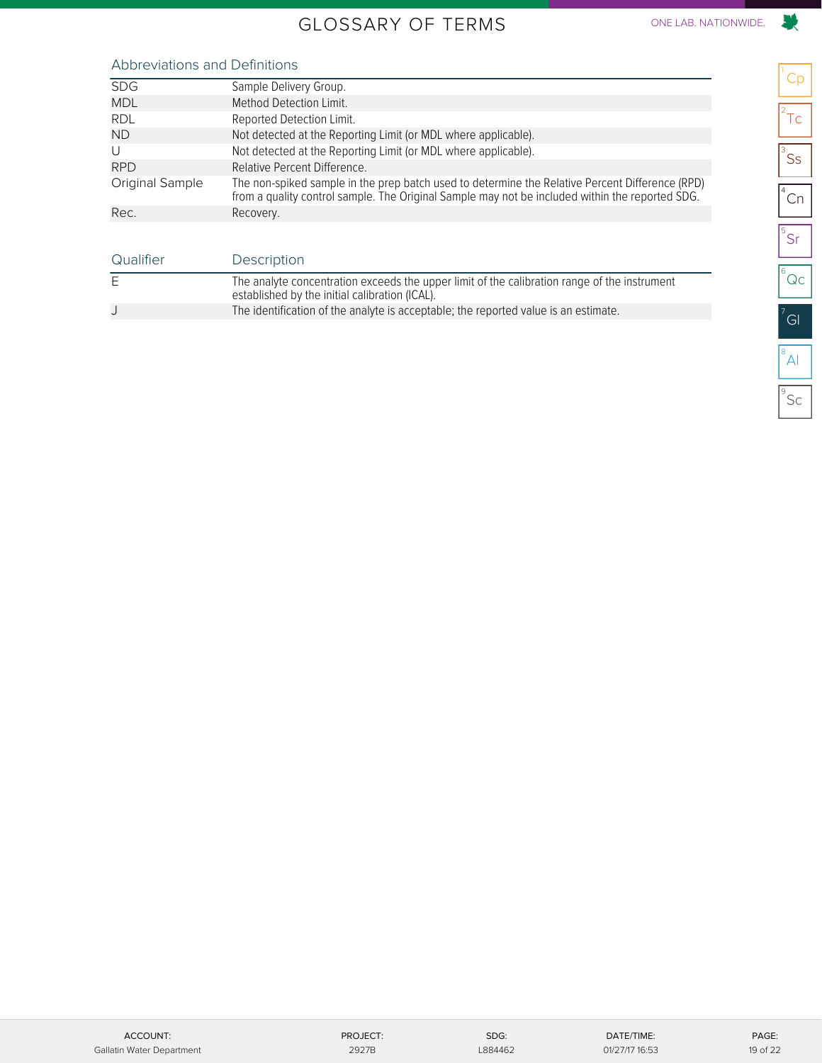# GLOSSARY OF TERMS

## Abbreviations and Definitions

| | |
|---|---|
| SDG | Sample Delivery Group. |
| MDL | Method Detection Limit. |
| RDL | Reported Detection Limit. |
| ND | Not detected at the Reporting Limit (or MDL where applicable). |
| U | Not detected at the Reporting Limit (or MDL where applicable). |
| RPD | Relative Percent Difference. |
| Original Sample | The non-spiked sample in the prep batch used to determine the Relative Percent Difference (RPD) from a quality control sample. The Original Sample may not be included within the reported SDG. |
| Rec. | Recovery. |

| Qualifier | Description |
|---|---|
| E | The analyte concentration exceeds the upper limit of the calibration range of the instrument established by the initial calibration (ICAL). |
| J | The identification of the analyte is acceptable; the reported value is an estimate. |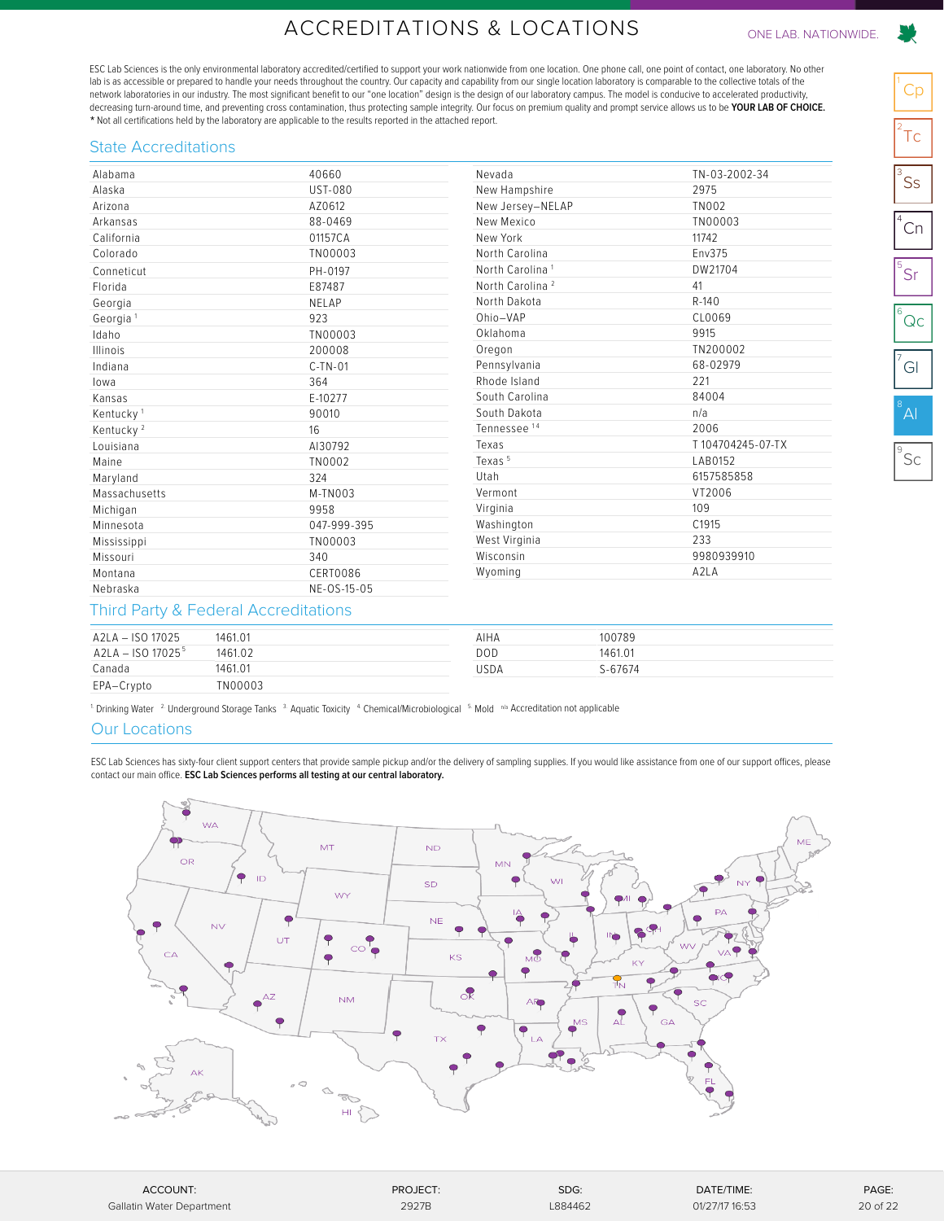# ACCREDITATIONS & LOCATIONS

ONE LAB. NATIONWIDE.

ESC Lab Sciences is the only environmental laboratory accredited/certified to support your work nationwide from one location. One phone call, one point of contact, one laboratory. No other lab is as accessible or prepared to handle your needs throughout the country. Our capacity and capability from our single location laboratory is comparable to the collective totals of the network laboratories in our industry. The most significant benefit to our "one location" design is the design of our laboratory campus. The model is conducive to accelerated productivity, decreasing turn-around time, and preventing cross contamination, thus protecting sample integrity. Our focus on premium quality and prompt service allows us to be **YOUR LAB OF CHOICE.**
* Not all certifications held by the laboratory are applicable to the results reported in the attached report.

## State Accreditations

| State | Accreditation | State | Accreditation |
|---|---|---|---|
| Alabama | 40660 | Nevada | TN-03-2002-34 |
| Alaska | UST-080 | New Hampshire | 2975 |
| Arizona | AZ0612 | New Jersey–NELAP | TN002 |
| Arkansas | 88-0469 | New Mexico | TN00003 |
| California | 01157CA | New York | 11742 |
| Colorado | TN00003 | North Carolina | Env375 |
| Conneticut | PH-0197 | North Carolina [1] | DW21704 |
| Florida | E87487 | North Carolina [2] | 41 |
| Georgia | NELAP | North Dakota | R-140 |
| Georgia [1] | 923 | Ohio–VAP | CL0069 |
| Idaho | TN00003 | Oklahoma | 9915 |
| Illinois | 200008 | Oregon | TN200002 |
| Indiana | C-TN-01 | Pennsylvania | 68-02979 |
| Iowa | 364 | Rhode Island | 221 |
| Kansas | E-10277 | South Carolina | 84004 |
| Kentucky [1] | 90010 | South Dakota | n/a |
| Kentucky [2] | 16 | Tennessee [14] | 2006 |
| Louisiana | AI30792 | Texas | T 104704245-07-TX |
| Maine | TN0002 | Texas [5] | LAB0152 |
| Maryland | 324 | Utah | 6157585858 |
| Massachusetts | M-TN003 | Vermont | VT2006 |
| Michigan | 9958 | Virginia | 109 |
| Minnesota | 047-999-395 | Washington | C1915 |
| Mississippi | TN00003 | West Virginia | 233 |
| Missouri | 340 | Wisconsin | 9980939910 |
| Montana | CERT0086 | Wyoming | A2LA |
| Nebraska | NE-OS-15-05 | | |

## Third Party & Federal Accreditations

| Accreditation | Number | Accreditation | Number |
|---|---|---|---|
| A2LA – ISO 17025 | 1461.01 | AIHA | 100789 |
| A2LA – ISO 17025 [5] | 1461.02 | DOD | 1461.01 |
| Canada | 1461.01 | USDA | S-67674 |
| EPA–Crypto | TN00003 | | |

[1] Drinking Water [2] Underground Storage Tanks [3] Aquatic Toxicity [4] Chemical/Microbiological [5] Mold [n/a] Accreditation not applicable

## Our Locations

ESC Lab Sciences has sixty-four client support centers that provide sample pickup and/or the delivery of sampling supplies. If you would like assistance from one of our support offices, please contact our main office. **ESC Lab Sciences performs all testing at our central laboratory.**

| ACCOUNT: | PROJECT: | SDG: | DATE/TIME: |
|---|---|---|---|
| Gallatin Water Department | 2927B | L884462 | 01/27/17 16:53 |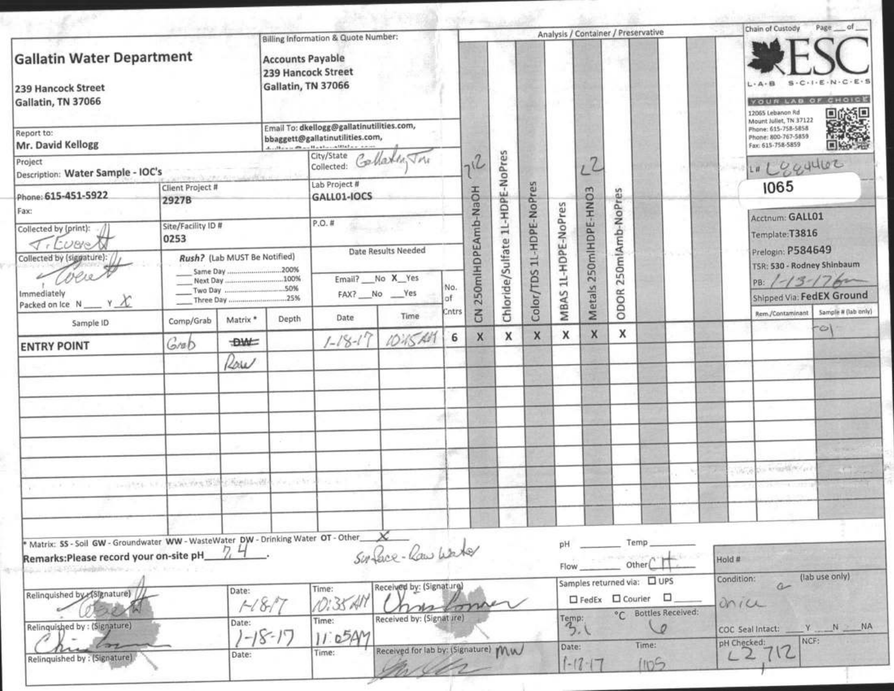# Gallatin Water Department

239 Hancock Street
Gallatin, TN 37066

**Billing Information & Quote Number:**
Accounts Payable
239 Hancock Street
Gallatin, TN 37066

**Chain of Custody** Page ___ of ___

**ESC LAB SCIENCES** — YOUR LAB OF CHOICE
12065 Lebanon Rd
Mount Juliet, TN 37122
Phone: 615-758-5858
Phone: 800-767-5859
Fax: 615-758-5859

L# L884462
1065

Acctnum: GALL01
Template: T3816
Prelogin: P584649
TSR: 530 - Rodney Shinbaum
PB: 1-13-17
Shipped Via: FedEX Ground

Report to: Mr. David Kellogg

Email To: dkellogg@gallatinutilities.com, bbaggett@gallatinutilities.com,

Project Description: Water Sample - IOC's

City/State Collected: Gallatin, Tn

Phone: 615-451-5922
Fax:

Client Project #: 2927B

Lab Project #: GALL01-IOCS

Collected by (print): T. Everett

Site/Facility ID #: 0253

P.O. #:

Collected by (signature): [signature]

Immediately Packed on Ice N ___ Y X

Rush? (Lab MUST Be Notified)
- ___ Same Day .......... 200%
- ___ Next Day .......... 100%
- ___ Two Day .......... 50%
- ___ Three Day .......... 25%

Date Results Needed

Email? ___No X Yes
FAX? ___No ___Yes

| Sample ID | Comp/Grab | Matrix * | Depth | Date | Time | No. of Cntrs | CN 250mlHDPEAmb-NaOH (>12) | Chloride/Sulfate 1L-HDPE-NoPres | Color/TDS 1L-HDPE-NoPres | MBAS 1L-HDPE-NoPres | Metals 250mlHDPE-HNO3 (<2) | ODOR 250mlAmb-NoPres | Rem./Contaminant | Sample # (lab only) |
|---|---|---|---|---|---|---|---|---|---|---|---|---|---|---|
| ENTRY POINT | Grab | ~~DW~~ Raw | | 1-18-17 | 10:15AM | 6 | X | X | X | X | X | X | | -01 |

\* Matrix: SS - Soil GW - Groundwater WW - WasteWater DW - Drinking Water OT - Other X Surface - Raw Water

Remarks: Please record your on-site pH 7.4

pH ______ Temp ______
Flow ______ Other CH

Hold #

| Relinquished by: (Signature) | Date: | Time: | Received by: (Signature) |
|---|---|---|---|
| [signature] | 1-18-17 | 10:35AM | [signature] |
| [signature] | 1-18-17 | 11:05AM | |
| | | | Received for lab by: (Signature) MW [signature] |

Samples returned via: ☐ UPS ☐ FedEx ☐ Courier ☐ ______

Temp: 3.1 °C Bottles Received: 6

Date: 1-18-17 Time: 1105

Condition: (lab use only) a / onice

COC Seal Intact: ___Y ___N ___NA

pH Checked: <2, >12 NCF: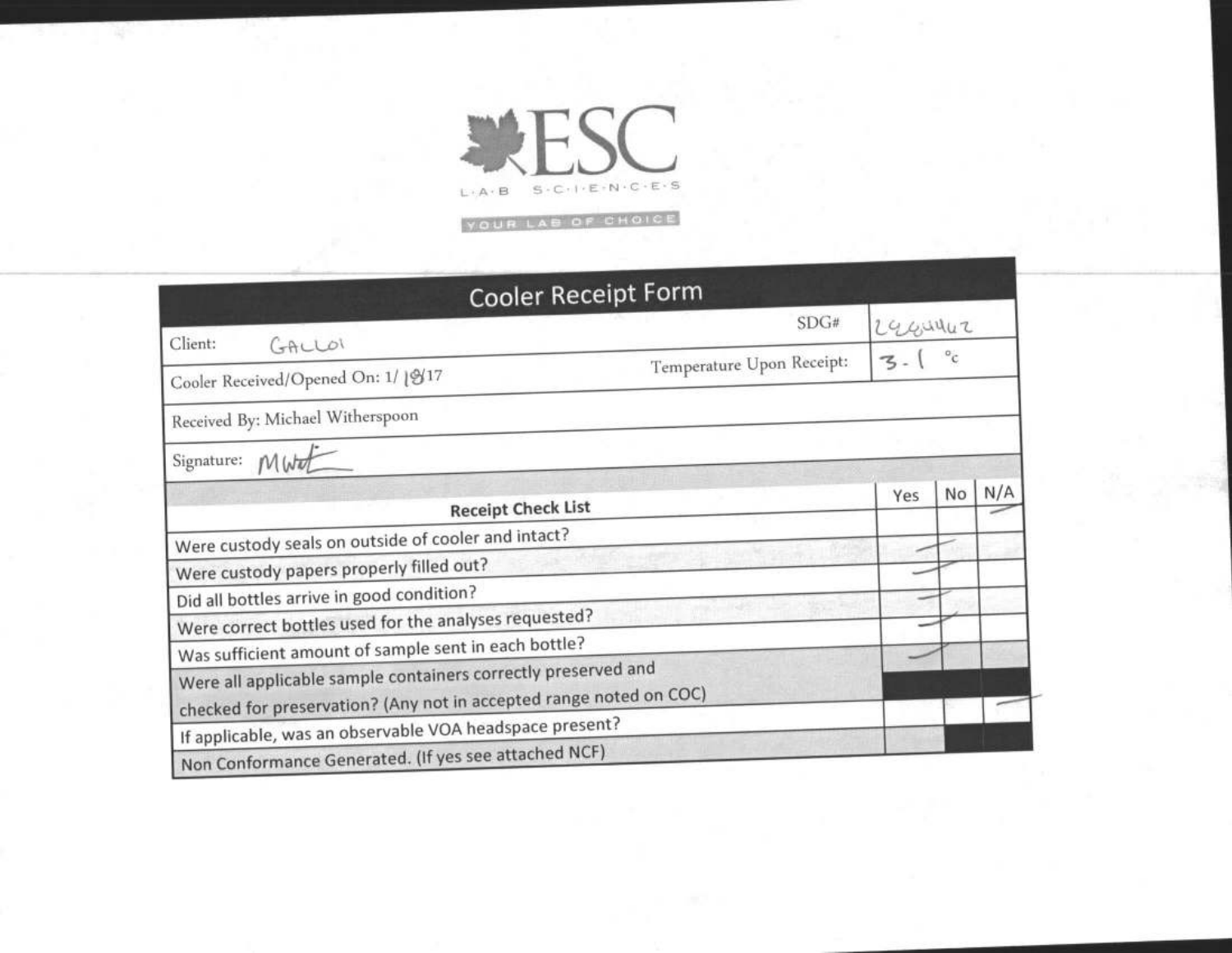**ESC**

L·A·B S·C·I·E·N·C·E·S

YOUR LAB OF CHOICE

## Cooler Receipt Form

| | | | |
|---|---|---|---|
| Client: GALLO | | SDG# | 2904462 |
| Cooler Received/Opened On: 1/18/17 | | Temperature Upon Receipt: | 3.1 °c |
| Received By: Michael Witherspoon | | | |
| Signature: MWit | | | |

| Receipt Check List | Yes | No | N/A |
|---|---|---|---|
| Were custody seals on outside of cooler and intact? | ✓ | | |
| Were custody papers properly filled out? | ✓ | | |
| Did all bottles arrive in good condition? | ✓ | | |
| Were correct bottles used for the analyses requested? | ✓ | | |
| Was sufficient amount of sample sent in each bottle? | ✓ | | |
| Were all applicable sample containers correctly preserved and checked for preservation? (Any not in accepted range noted on COC) | | | ✓ |
| If applicable, was an observable VOA headspace present? | | | |
| Non Conformance Generated. (If yes see attached NCF) | | | |